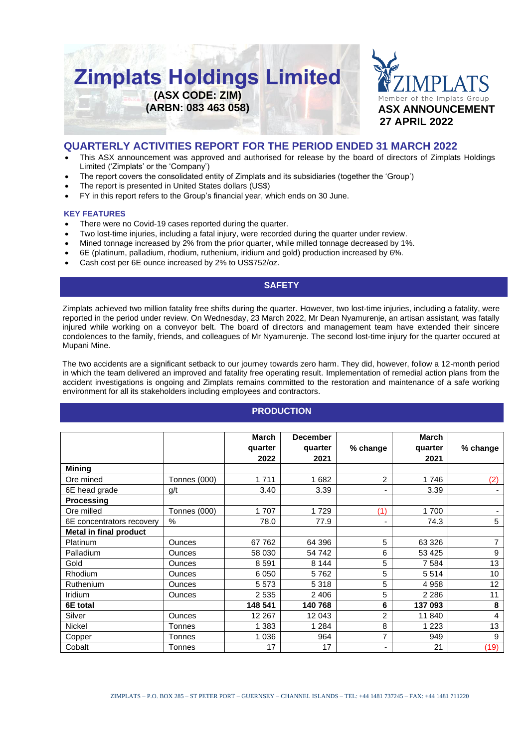# Zimplats Holdings Limited

**(ASX CODE: ZIM)**
**(ARBN: 083 463 058)**

ZIMPLATS
Member of the Implats Group

**ASX ANNOUNCEMENT**
**27 APRIL 2022**

## QUARTERLY ACTIVITIES REPORT FOR THE PERIOD ENDED 31 MARCH 2022

- This ASX announcement was approved and authorised for release by the board of directors of Zimplats Holdings Limited ('Zimplats' or the 'Company')
- The report covers the consolidated entity of Zimplats and its subsidiaries (together the 'Group')
- The report is presented in United States dollars (US$)
- FY in this report refers to the Group's financial year, which ends on 30 June.

### KEY FEATURES

- There were no Covid-19 cases reported during the quarter.
- Two lost-time injuries, including a fatal injury, were recorded during the quarter under review.
- Mined tonnage increased by 2% from the prior quarter, while milled tonnage decreased by 1%.
- 6E (platinum, palladium, rhodium, ruthenium, iridium and gold) production increased by 6%.
- Cash cost per 6E ounce increased by 2% to US$752/oz.

## SAFETY

Zimplats achieved two million fatality free shifts during the quarter. However, two lost-time injuries, including a fatality, were reported in the period under review. On Wednesday, 23 March 2022, Mr Dean Nyamurenje, an artisan assistant, was fatally injured while working on a conveyor belt. The board of directors and management team have extended their sincere condolences to the family, friends, and colleagues of Mr Nyamurenje. The second lost-time injury for the quarter occured at Mupani Mine.

The two accidents are a significant setback to our journey towards zero harm. They did, however, follow a 12-month period in which the team delivered an improved and fatality free operating result. Implementation of remedial action plans from the accident investigations is ongoing and Zimplats remains committed to the restoration and maintenance of a safe working environment for all its stakeholders including employees and contractors.

## PRODUCTION

| | | March quarter 2022 | December quarter 2021 | % change | March quarter 2021 | % change |
|---|---|---|---|---|---|---|
| **Mining** | | | | | | |
| Ore mined | Tonnes (000) | 1 711 | 1 682 | 2 | 1 746 | (2) |
| 6E head grade | g/t | 3.40 | 3.39 | - | 3.39 | - |
| **Processing** | | | | | | |
| Ore milled | Tonnes (000) | 1 707 | 1 729 | (1) | 1 700 | - |
| 6E concentrators recovery | % | 78.0 | 77.9 | - | 74.3 | 5 |
| **Metal in final product** | | | | | | |
| Platinum | Ounces | 67 762 | 64 396 | 5 | 63 326 | 7 |
| Palladium | Ounces | 58 030 | 54 742 | 6 | 53 425 | 9 |
| Gold | Ounces | 8 591 | 8 144 | 5 | 7 584 | 13 |
| Rhodium | Ounces | 6 050 | 5 762 | 5 | 5 514 | 10 |
| Ruthenium | Ounces | 5 573 | 5 318 | 5 | 4 958 | 12 |
| Iridium | Ounces | 2 535 | 2 406 | 5 | 2 286 | 11 |
| **6E total** | | **148 541** | **140 768** | **6** | **137 093** | **8** |
| Silver | Ounces | 12 267 | 12 043 | 2 | 11 840 | 4 |
| Nickel | Tonnes | 1 383 | 1 284 | 8 | 1 223 | 13 |
| Copper | Tonnes | 1 036 | 964 | 7 | 949 | 9 |
| Cobalt | Tonnes | 17 | 17 | - | 21 | (19) |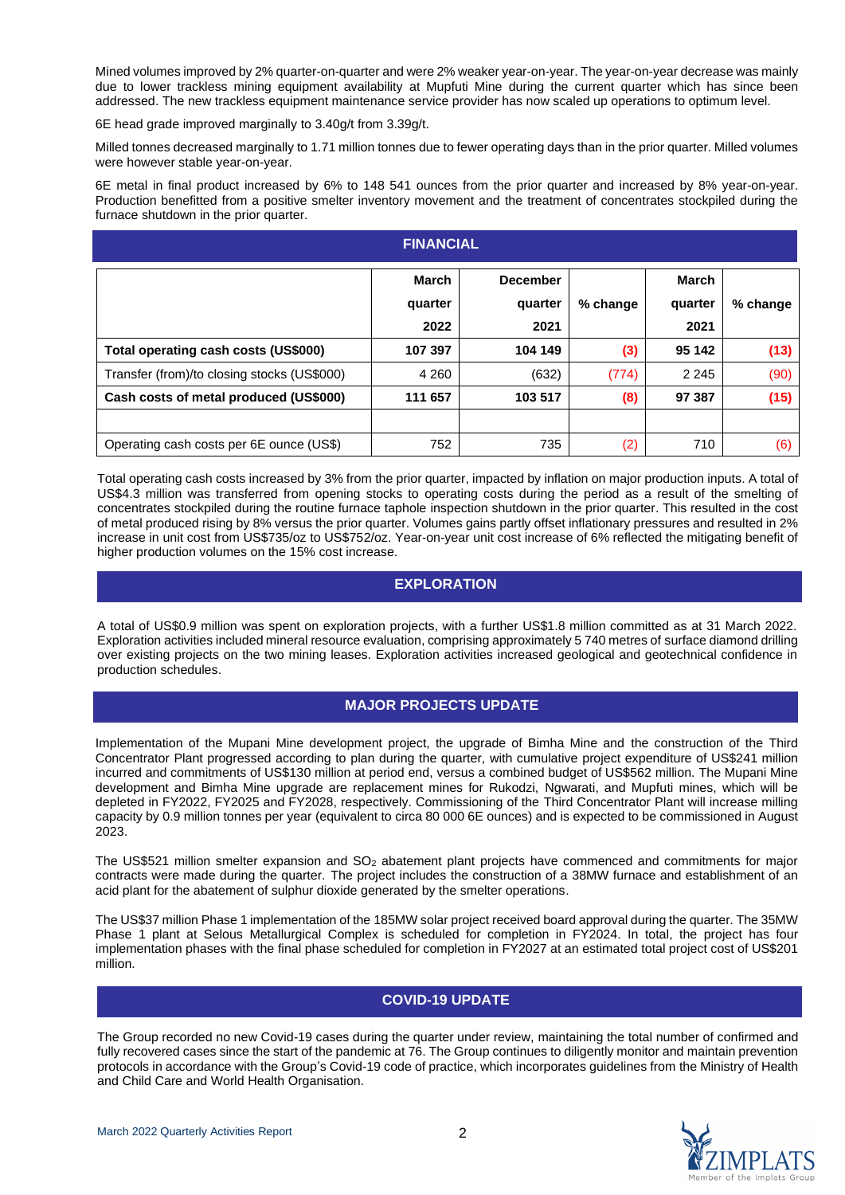Mined volumes improved by 2% quarter-on-quarter and were 2% weaker year-on-year. The year-on-year decrease was mainly due to lower trackless mining equipment availability at Mupfuti Mine during the current quarter which has since been addressed. The new trackless equipment maintenance service provider has now scaled up operations to optimum level.

6E head grade improved marginally to 3.40g/t from 3.39g/t.

Milled tonnes decreased marginally to 1.71 million tonnes due to fewer operating days than in the prior quarter. Milled volumes were however stable year-on-year.

6E metal in final product increased by 6% to 148 541 ounces from the prior quarter and increased by 8% year-on-year. Production benefitted from a positive smelter inventory movement and the treatment of concentrates stockpiled during the furnace shutdown in the prior quarter.

## FINANCIAL

| | March quarter 2022 | December quarter 2021 | % change | March quarter 2021 | % change |
|---|---|---|---|---|---|
| **Total operating cash costs (US$000)** | **107 397** | **104 149** | **(3)** | **95 142** | **(13)** |
| Transfer (from)/to closing stocks (US$000) | 4 260 | (632) | (774) | 2 245 | (90) |
| **Cash costs of metal produced (US$000)** | **111 657** | **103 517** | **(8)** | **97 387** | **(15)** |
| | | | | | |
| Operating cash costs per 6E ounce (US$) | 752 | 735 | (2) | 710 | (6) |

Total operating cash costs increased by 3% from the prior quarter, impacted by inflation on major production inputs. A total of US$4.3 million was transferred from opening stocks to operating costs during the period as a result of the smelting of concentrates stockpiled during the routine furnace taphole inspection shutdown in the prior quarter. This resulted in the cost of metal produced rising by 8% versus the prior quarter. Volumes gains partly offset inflationary pressures and resulted in 2% increase in unit cost from US$735/oz to US$752/oz. Year-on-year unit cost increase of 6% reflected the mitigating benefit of higher production volumes on the 15% cost increase.

## EXPLORATION

A total of US$0.9 million was spent on exploration projects, with a further US$1.8 million committed as at 31 March 2022. Exploration activities included mineral resource evaluation, comprising approximately 5 740 metres of surface diamond drilling over existing projects on the two mining leases. Exploration activities increased geological and geotechnical confidence in production schedules.

## MAJOR PROJECTS UPDATE

Implementation of the Mupani Mine development project, the upgrade of Bimha Mine and the construction of the Third Concentrator Plant progressed according to plan during the quarter, with cumulative project expenditure of US$241 million incurred and commitments of US$130 million at period end, versus a combined budget of US$562 million. The Mupani Mine development and Bimha Mine upgrade are replacement mines for Rukodzi, Ngwarati, and Mupfuti mines, which will be depleted in FY2022, FY2025 and FY2028, respectively. Commissioning of the Third Concentrator Plant will increase milling capacity by 0.9 million tonnes per year (equivalent to circa 80 000 6E ounces) and is expected to be commissioned in August 2023.

The US$521 million smelter expansion and $SO_2$ abatement plant projects have commenced and commitments for major contracts were made during the quarter. The project includes the construction of a 38MW furnace and establishment of an acid plant for the abatement of sulphur dioxide generated by the smelter operations.

The US$37 million Phase 1 implementation of the 185MW solar project received board approval during the quarter. The 35MW Phase 1 plant at Selous Metallurgical Complex is scheduled for completion in FY2024. In total, the project has four implementation phases with the final phase scheduled for completion in FY2027 at an estimated total project cost of US$201 million.

## COVID-19 UPDATE

The Group recorded no new Covid-19 cases during the quarter under review, maintaining the total number of confirmed and fully recovered cases since the start of the pandemic at 76. The Group continues to diligently monitor and maintain prevention protocols in accordance with the Group's Covid-19 code of practice, which incorporates guidelines from the Ministry of Health and Child Care and World Health Organisation.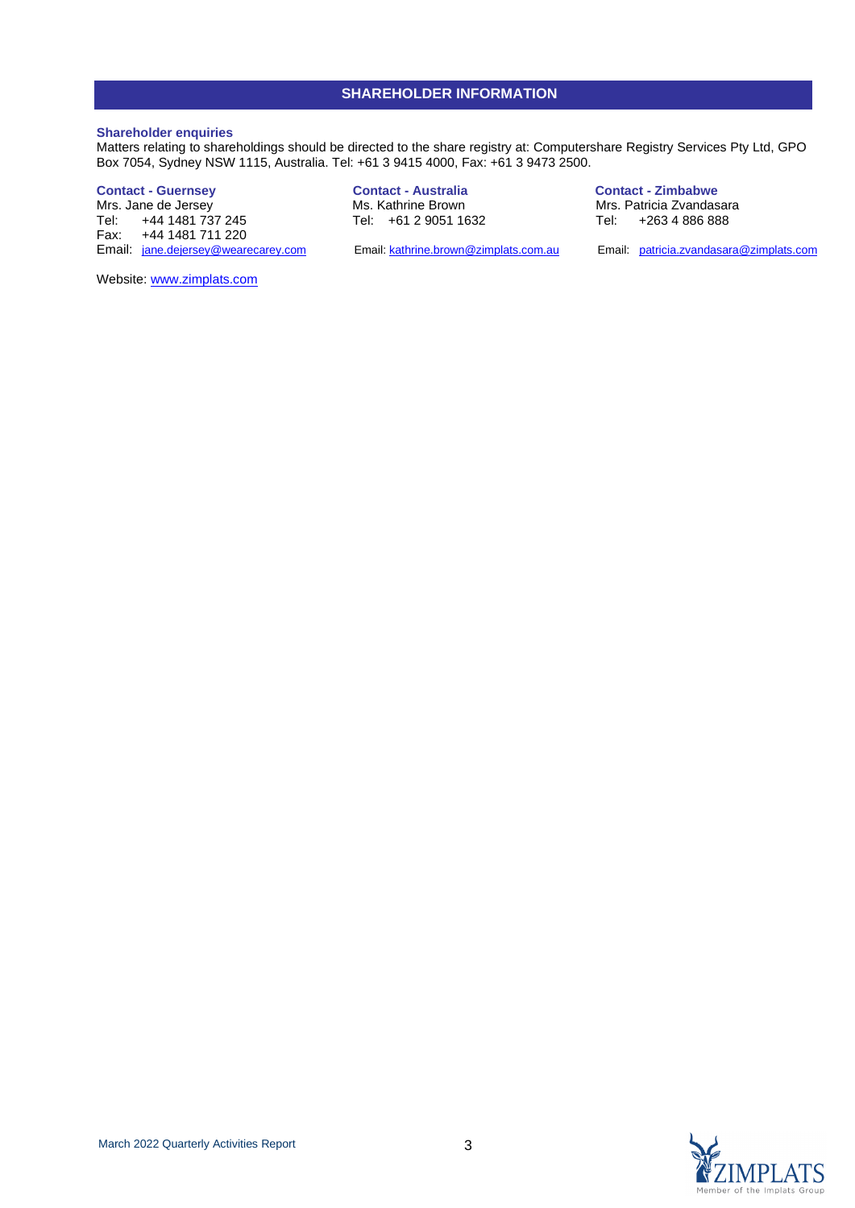## SHAREHOLDER INFORMATION

### Shareholder enquiries

Matters relating to shareholdings should be directed to the share registry at: Computershare Registry Services Pty Ltd, GPO Box 7054, Sydney NSW 1115, Australia. Tel: +61 3 9415 4000, Fax: +61 3 9473 2500.

**Contact - Guernsey**
Mrs. Jane de Jersey
Tel: +44 1481 737 245
Fax: +44 1481 711 220
Email: jane.dejersey@wearecarey.com

**Contact - Australia**
Ms. Kathrine Brown
Tel: +61 2 9051 1632
Email: kathrine.brown@zimplats.com.au

**Contact - Zimbabwe**
Mrs. Patricia Zvandasara
Tel: +263 4 886 888
Email: patricia.zvandasara@zimplats.com

Website: www.zimplats.com